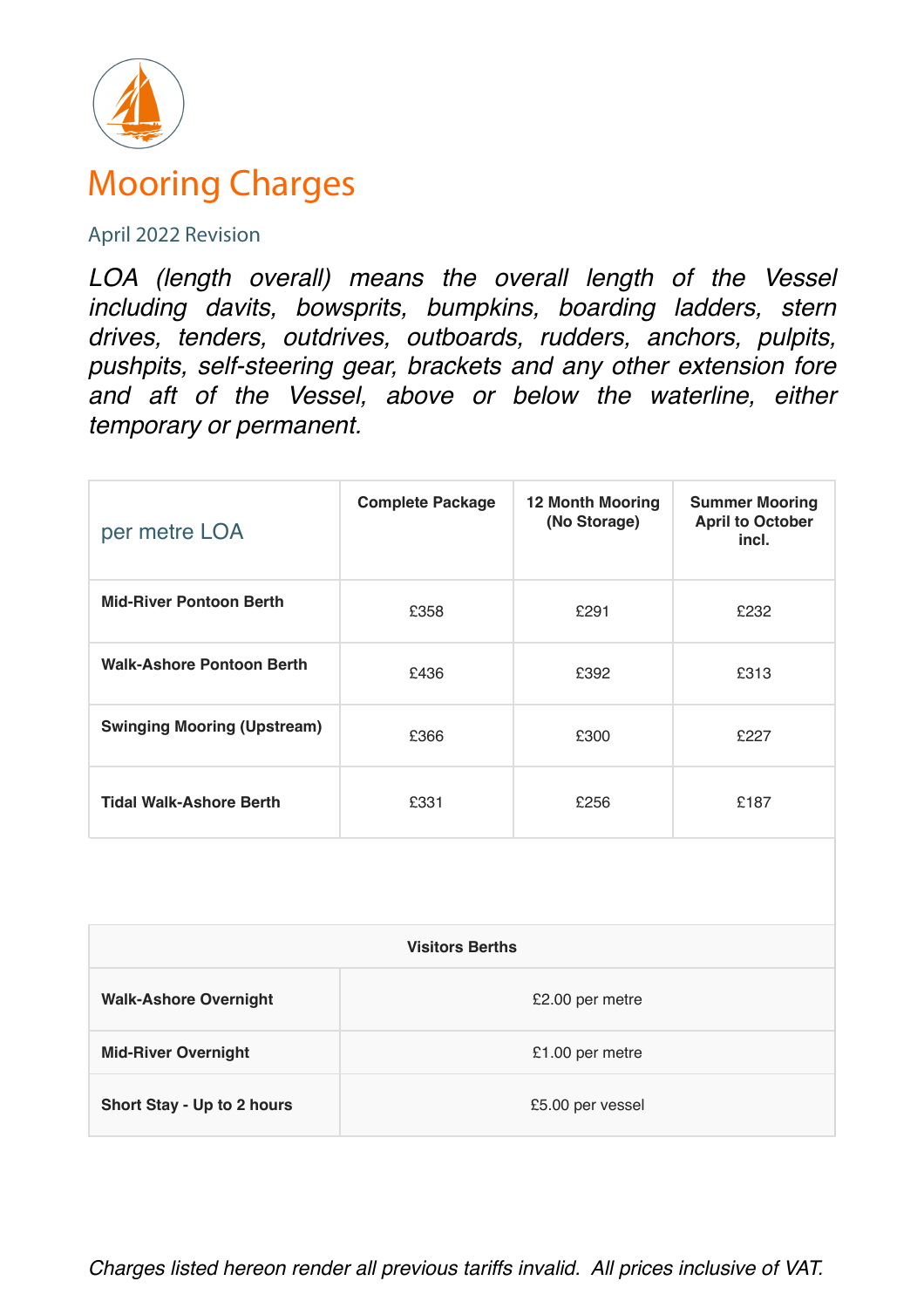# Mooring Charges

April 2022 Revision

*LOA (length overall) means the overall length of the Vessel including davits, bowsprits, bumpkins, boarding ladders, stern drives, tenders, outdrives, outboards, rudders, anchors, pulpits, pushpits, self-steering gear, brackets and any other extension fore and aft of the Vessel, above or below the waterline, either temporary or permanent.*

| per metre LOA | Complete Package | 12 Month Mooring (No Storage) | Summer Mooring April to October incl. |
|---|---|---|---|
| **Mid-River Pontoon Berth** | £358 | £291 | £232 |
| **Walk-Ashore Pontoon Berth** | £436 | £392 | £313 |
| **Swinging Mooring (Upstream)** | £366 | £300 | £227 |
| **Tidal Walk-Ashore Berth** | £331 | £256 | £187 |

| **Visitors Berths** | |
|---|---|
| **Walk-Ashore Overnight** | £2.00 per metre |
| **Mid-River Overnight** | £1.00 per metre |
| **Short Stay - Up to 2 hours** | £5.00 per vessel |

*Charges listed hereon render all previous tariffs invalid. All prices inclusive of VAT.*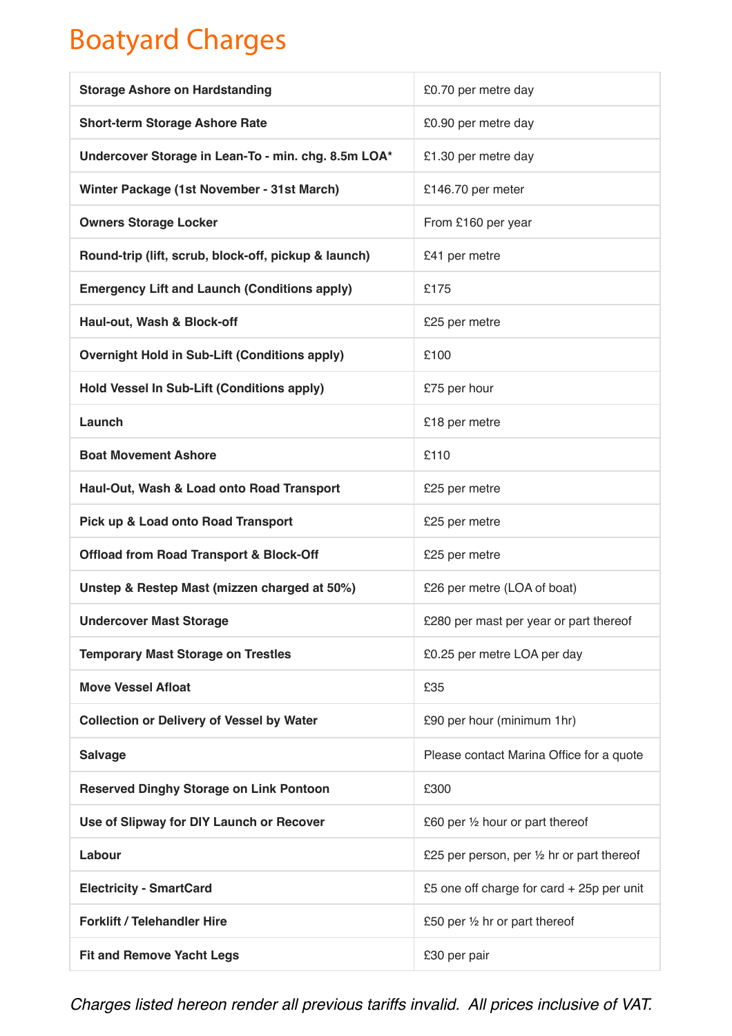# Boatyard Charges

| | |
|---|---|
| **Storage Ashore on Hardstanding** | £0.70 per metre day |
| **Short-term Storage Ashore Rate** | £0.90 per metre day |
| **Undercover Storage in Lean-To - min. chg. 8.5m LOA*** | £1.30 per metre day |
| **Winter Package (1st November - 31st March)** | £146.70 per meter |
| **Owners Storage Locker** | From £160 per year |
| **Round-trip (lift, scrub, block-off, pickup & launch)** | £41 per metre |
| **Emergency Lift and Launch (Conditions apply)** | £175 |
| **Haul-out, Wash & Block-off** | £25 per metre |
| **Overnight Hold in Sub-Lift (Conditions apply)** | £100 |
| **Hold Vessel In Sub-Lift (Conditions apply)** | £75 per hour |
| **Launch** | £18 per metre |
| **Boat Movement Ashore** | £110 |
| **Haul-Out, Wash & Load onto Road Transport** | £25 per metre |
| **Pick up & Load onto Road Transport** | £25 per metre |
| **Offload from Road Transport & Block-Off** | £25 per metre |
| **Unstep & Restep Mast (mizzen charged at 50%)** | £26 per metre (LOA of boat) |
| **Undercover Mast Storage** | £280 per mast per year or part thereof |
| **Temporary Mast Storage on Trestles** | £0.25 per metre LOA per day |
| **Move Vessel Afloat** | £35 |
| **Collection or Delivery of Vessel by Water** | £90 per hour (minimum 1hr) |
| **Salvage** | Please contact Marina Office for a quote |
| **Reserved Dinghy Storage on Link Pontoon** | £300 |
| **Use of Slipway for DIY Launch or Recover** | £60 per ½ hour or part thereof |
| **Labour** | £25 per person, per ½ hr or part thereof |
| **Electricity - SmartCard** | £5 one off charge for card + 25p per unit |
| **Forklift / Telehandler Hire** | £50 per ½ hr or part thereof |
| **Fit and Remove Yacht Legs** | £30 per pair |

*Charges listed hereon render all previous tariffs invalid. All prices inclusive of VAT.*